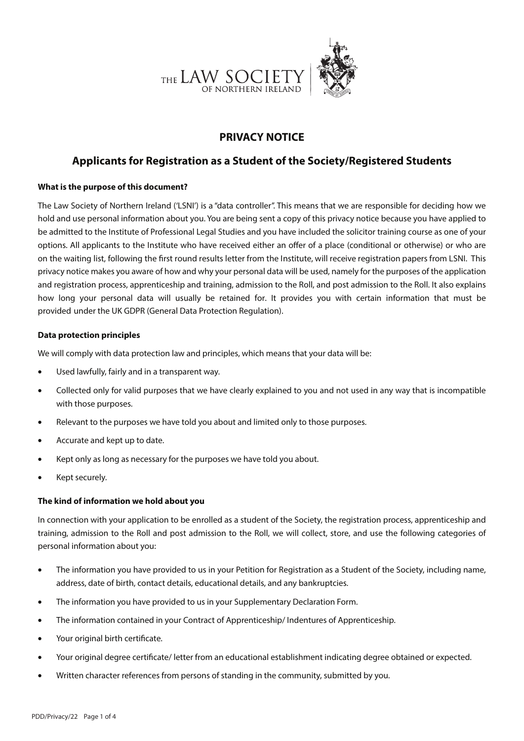THE LAW SOCIETY OF NORTHERN IRELAND

# PRIVACY NOTICE

## Applicants for Registration as a Student of the Society/Registered Students

**What is the purpose of this document?**

The Law Society of Northern Ireland ('LSNI') is a "data controller". This means that we are responsible for deciding how we hold and use personal information about you. You are being sent a copy of this privacy notice because you have applied to be admitted to the Institute of Professional Legal Studies and you have included the solicitor training course as one of your options. All applicants to the Institute who have received either an offer of a place (conditional or otherwise) or who are on the waiting list, following the first round results letter from the Institute, will receive registration papers from LSNI. This privacy notice makes you aware of how and why your personal data will be used, namely for the purposes of the application and registration process, apprenticeship and training, admission to the Roll, and post admission to the Roll. It also explains how long your personal data will usually be retained for. It provides you with certain information that must be provided under the UK GDPR (General Data Protection Regulation).

**Data protection principles**

We will comply with data protection law and principles, which means that your data will be:

- Used lawfully, fairly and in a transparent way.
- Collected only for valid purposes that we have clearly explained to you and not used in any way that is incompatible with those purposes.
- Relevant to the purposes we have told you about and limited only to those purposes.
- Accurate and kept up to date.
- Kept only as long as necessary for the purposes we have told you about.
- Kept securely.

**The kind of information we hold about you**

In connection with your application to be enrolled as a student of the Society, the registration process, apprenticeship and training, admission to the Roll and post admission to the Roll, we will collect, store, and use the following categories of personal information about you:

- The information you have provided to us in your Petition for Registration as a Student of the Society, including name, address, date of birth, contact details, educational details, and any bankruptcies.
- The information you have provided to us in your Supplementary Declaration Form.
- The information contained in your Contract of Apprenticeship/ Indentures of Apprenticeship.
- Your original birth certificate.
- Your original degree certificate/ letter from an educational establishment indicating degree obtained or expected.
- Written character references from persons of standing in the community, submitted by you.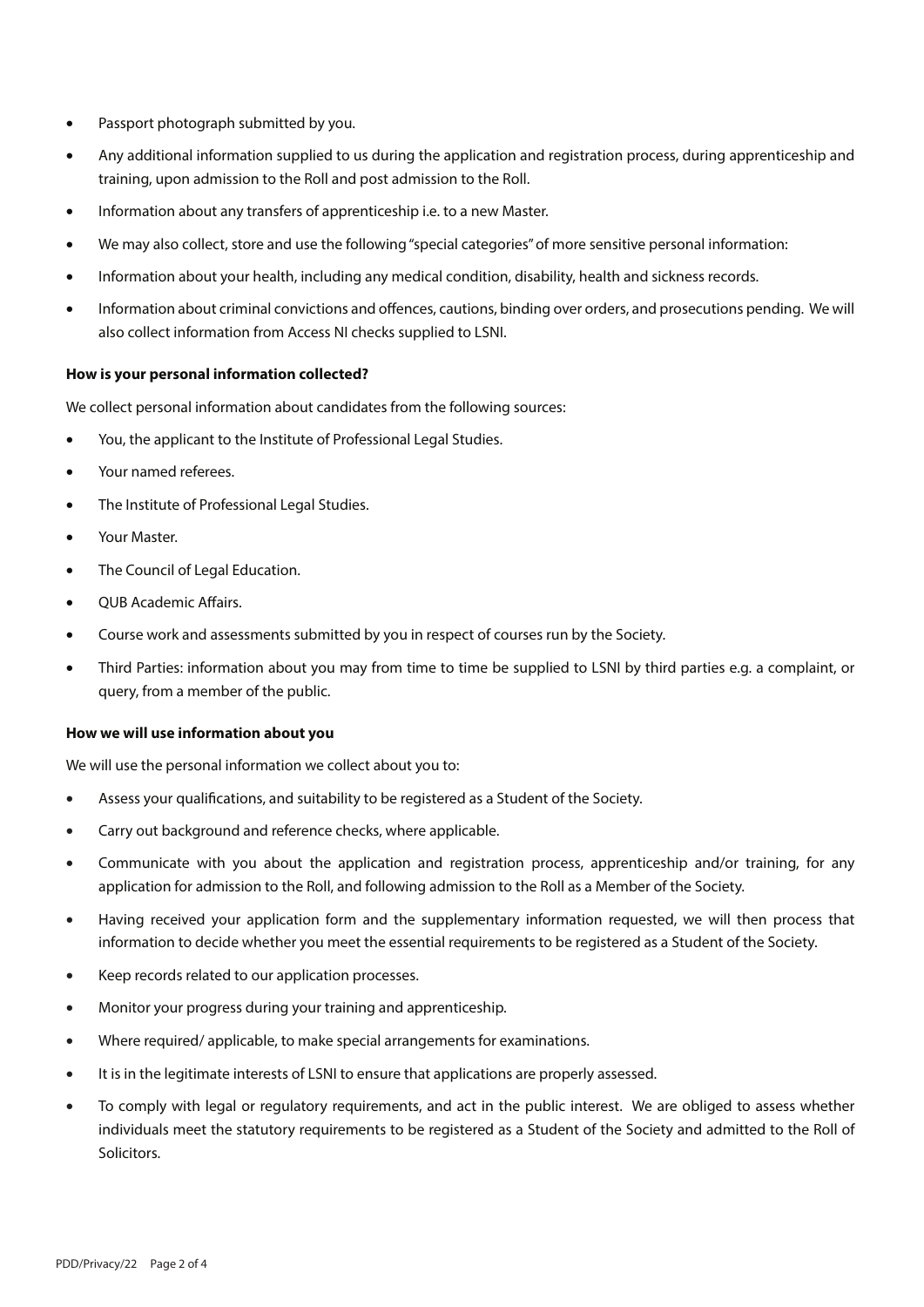- Passport photograph submitted by you.
- Any additional information supplied to us during the application and registration process, during apprenticeship and training, upon admission to the Roll and post admission to the Roll.
- Information about any transfers of apprenticeship i.e. to a new Master.
- We may also collect, store and use the following "special categories" of more sensitive personal information:
- Information about your health, including any medical condition, disability, health and sickness records.
- Information about criminal convictions and offences, cautions, binding over orders, and prosecutions pending. We will also collect information from Access NI checks supplied to LSNI.

**How is your personal information collected?**

We collect personal information about candidates from the following sources:

- You, the applicant to the Institute of Professional Legal Studies.
- Your named referees.
- The Institute of Professional Legal Studies.
- Your Master.
- The Council of Legal Education.
- QUB Academic Affairs.
- Course work and assessments submitted by you in respect of courses run by the Society.
- Third Parties: information about you may from time to time be supplied to LSNI by third parties e.g. a complaint, or query, from a member of the public.

**How we will use information about you**

We will use the personal information we collect about you to:

- Assess your qualifications, and suitability to be registered as a Student of the Society.
- Carry out background and reference checks, where applicable.
- Communicate with you about the application and registration process, apprenticeship and/or training, for any application for admission to the Roll, and following admission to the Roll as a Member of the Society.
- Having received your application form and the supplementary information requested, we will then process that information to decide whether you meet the essential requirements to be registered as a Student of the Society.
- Keep records related to our application processes.
- Monitor your progress during your training and apprenticeship.
- Where required/ applicable, to make special arrangements for examinations.
- It is in the legitimate interests of LSNI to ensure that applications are properly assessed.
- To comply with legal or regulatory requirements, and act in the public interest. We are obliged to assess whether individuals meet the statutory requirements to be registered as a Student of the Society and admitted to the Roll of Solicitors.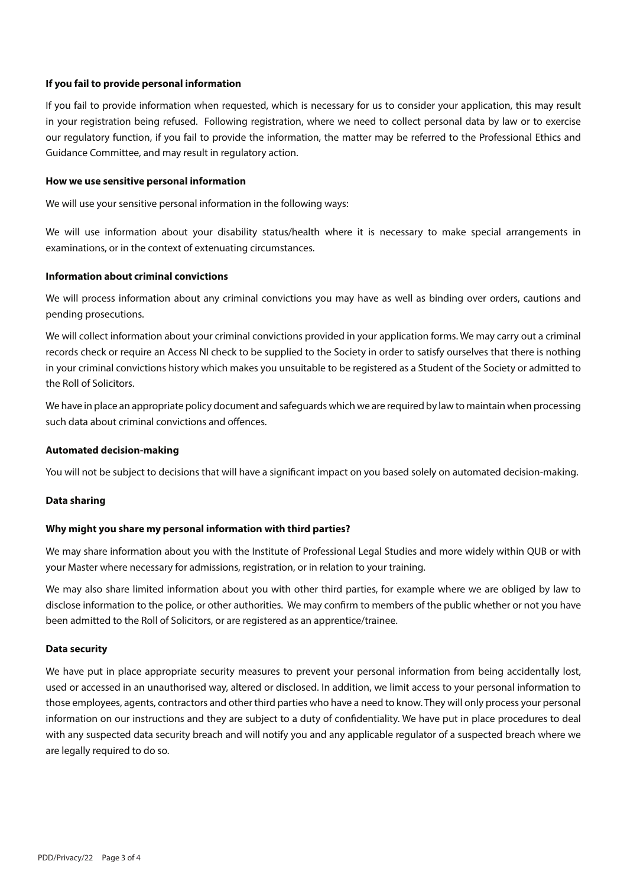**If you fail to provide personal information**

If you fail to provide information when requested, which is necessary for us to consider your application, this may result in your registration being refused. Following registration, where we need to collect personal data by law or to exercise our regulatory function, if you fail to provide the information, the matter may be referred to the Professional Ethics and Guidance Committee, and may result in regulatory action.

**How we use sensitive personal information**

We will use your sensitive personal information in the following ways:

We will use information about your disability status/health where it is necessary to make special arrangements in examinations, or in the context of extenuating circumstances.

**Information about criminal convictions**

We will process information about any criminal convictions you may have as well as binding over orders, cautions and pending prosecutions.

We will collect information about your criminal convictions provided in your application forms. We may carry out a criminal records check or require an Access NI check to be supplied to the Society in order to satisfy ourselves that there is nothing in your criminal convictions history which makes you unsuitable to be registered as a Student of the Society or admitted to the Roll of Solicitors.

We have in place an appropriate policy document and safeguards which we are required by law to maintain when processing such data about criminal convictions and offences.

**Automated decision-making**

You will not be subject to decisions that will have a significant impact on you based solely on automated decision-making.

**Data sharing**

**Why might you share my personal information with third parties?**

We may share information about you with the Institute of Professional Legal Studies and more widely within QUB or with your Master where necessary for admissions, registration, or in relation to your training.

We may also share limited information about you with other third parties, for example where we are obliged by law to disclose information to the police, or other authorities. We may confirm to members of the public whether or not you have been admitted to the Roll of Solicitors, or are registered as an apprentice/trainee.

**Data security**

We have put in place appropriate security measures to prevent your personal information from being accidentally lost, used or accessed in an unauthorised way, altered or disclosed. In addition, we limit access to your personal information to those employees, agents, contractors and other third parties who have a need to know. They will only process your personal information on our instructions and they are subject to a duty of confidentiality. We have put in place procedures to deal with any suspected data security breach and will notify you and any applicable regulator of a suspected breach where we are legally required to do so.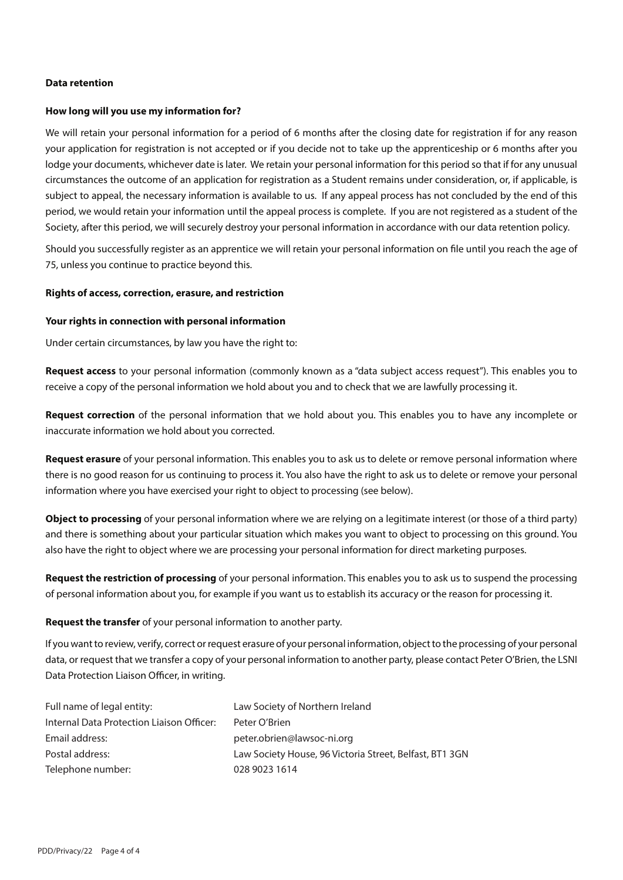**Data retention**

**How long will you use my information for?**

We will retain your personal information for a period of 6 months after the closing date for registration if for any reason your application for registration is not accepted or if you decide not to take up the apprenticeship or 6 months after you lodge your documents, whichever date is later. We retain your personal information for this period so that if for any unusual circumstances the outcome of an application for registration as a Student remains under consideration, or, if applicable, is subject to appeal, the necessary information is available to us. If any appeal process has not concluded by the end of this period, we would retain your information until the appeal process is complete. If you are not registered as a student of the Society, after this period, we will securely destroy your personal information in accordance with our data retention policy.

Should you successfully register as an apprentice we will retain your personal information on file until you reach the age of 75, unless you continue to practice beyond this.

**Rights of access, correction, erasure, and restriction**

**Your rights in connection with personal information**

Under certain circumstances, by law you have the right to:

**Request access** to your personal information (commonly known as a "data subject access request"). This enables you to receive a copy of the personal information we hold about you and to check that we are lawfully processing it.

**Request correction** of the personal information that we hold about you. This enables you to have any incomplete or inaccurate information we hold about you corrected.

**Request erasure** of your personal information. This enables you to ask us to delete or remove personal information where there is no good reason for us continuing to process it. You also have the right to ask us to delete or remove your personal information where you have exercised your right to object to processing (see below).

**Object to processing** of your personal information where we are relying on a legitimate interest (or those of a third party) and there is something about your particular situation which makes you want to object to processing on this ground. You also have the right to object where we are processing your personal information for direct marketing purposes.

**Request the restriction of processing** of your personal information. This enables you to ask us to suspend the processing of personal information about you, for example if you want us to establish its accuracy or the reason for processing it.

**Request the transfer** of your personal information to another party.

If you want to review, verify, correct or request erasure of your personal information, object to the processing of your personal data, or request that we transfer a copy of your personal information to another party, please contact Peter O'Brien, the LSNI Data Protection Liaison Officer, in writing.

| | |
|---|---|
| Full name of legal entity: | Law Society of Northern Ireland |
| Internal Data Protection Liaison Officer: | Peter O'Brien |
| Email address: | peter.obrien@lawsoc-ni.org |
| Postal address: | Law Society House, 96 Victoria Street, Belfast, BT1 3GN |
| Telephone number: | 028 9023 1614 |

PDD/Privacy/22